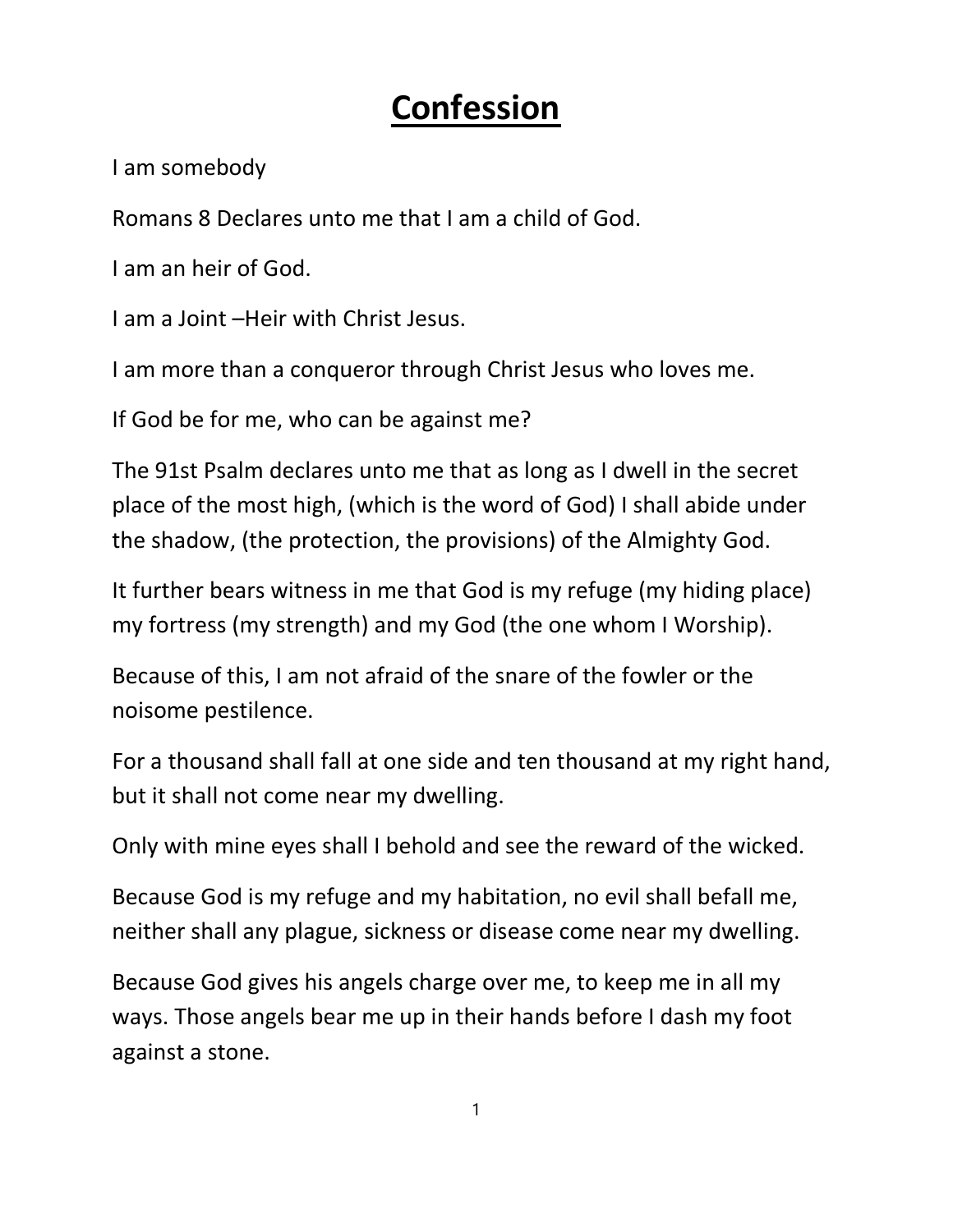# Confession

I am somebody

Romans 8 Declares unto me that I am a child of God.

I am an heir of God.

I am a Joint –Heir with Christ Jesus.

I am more than a conqueror through Christ Jesus who loves me.

If God be for me, who can be against me?

The 91st Psalm declares unto me that as long as I dwell in the secret place of the most high, (which is the word of God) I shall abide under the shadow, (the protection, the provisions) of the Almighty God.

It further bears witness in me that God is my refuge (my hiding place) my fortress (my strength) and my God (the one whom I Worship).

Because of this, I am not afraid of the snare of the fowler or the noisome pestilence.

For a thousand shall fall at one side and ten thousand at my right hand, but it shall not come near my dwelling.

Only with mine eyes shall I behold and see the reward of the wicked.

Because God is my refuge and my habitation, no evil shall befall me, neither shall any plague, sickness or disease come near my dwelling.

Because God gives his angels charge over me, to keep me in all my ways. Those angels bear me up in their hands before I dash my foot against a stone.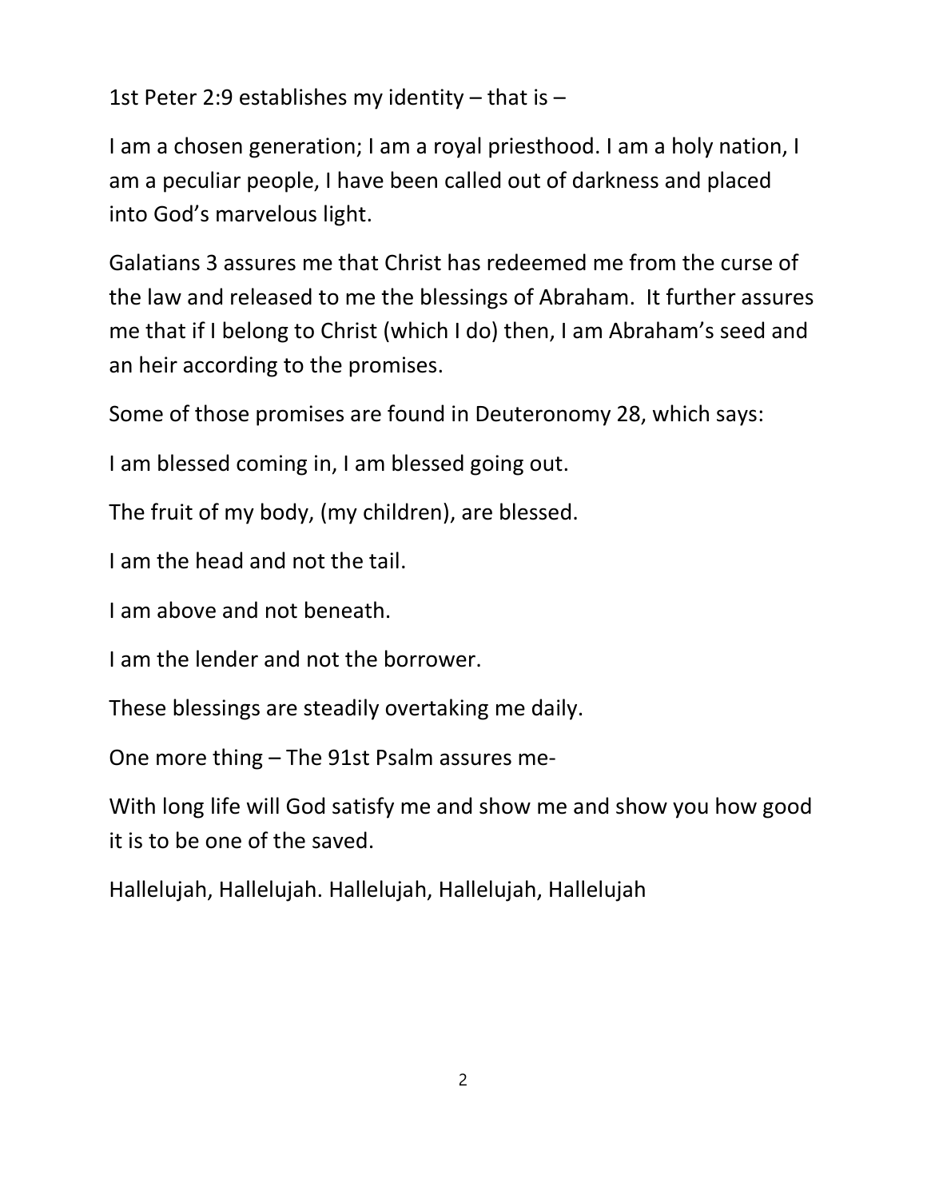1st Peter 2:9 establishes my identity – that is –

I am a chosen generation; I am a royal priesthood. I am a holy nation, I am a peculiar people, I have been called out of darkness and placed into God's marvelous light.

Galatians 3 assures me that Christ has redeemed me from the curse of the law and released to me the blessings of Abraham.  It further assures me that if I belong to Christ (which I do) then, I am Abraham's seed and an heir according to the promises.

Some of those promises are found in Deuteronomy 28, which says:

I am blessed coming in, I am blessed going out.

The fruit of my body, (my children), are blessed.

I am the head and not the tail.

I am above and not beneath.

I am the lender and not the borrower.

These blessings are steadily overtaking me daily.

One more thing – The 91st Psalm assures me-

With long life will God satisfy me and show me and show you how good it is to be one of the saved.

Hallelujah, Hallelujah. Hallelujah, Hallelujah, Hallelujah